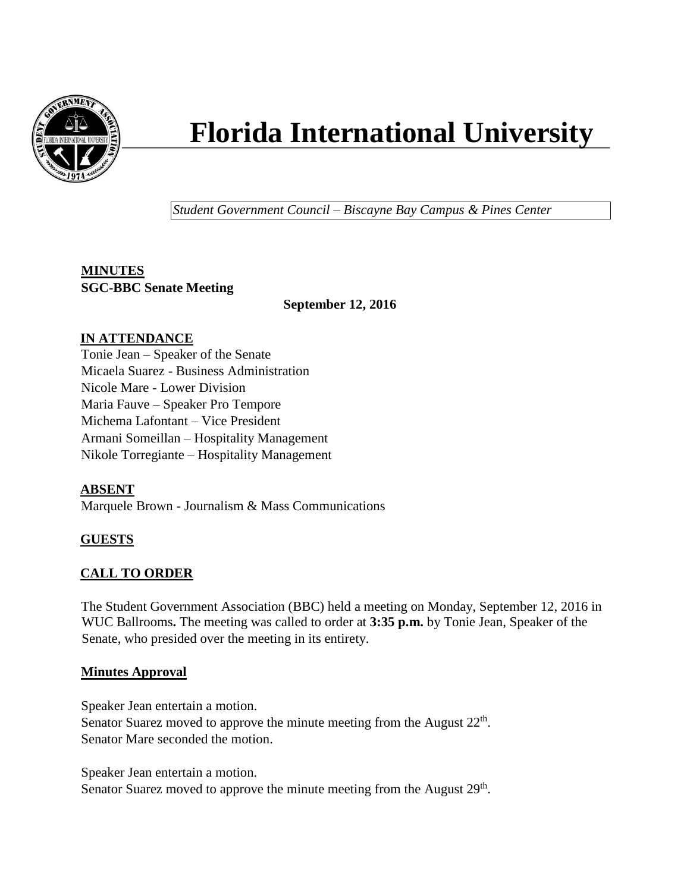# Florida International University

*Student Government Council – Biscayne Bay Campus & Pines Center*

**MINUTES**
**SGC-BBC Senate Meeting**

**September 12, 2016**

## IN ATTENDANCE

Tonie Jean – Speaker of the Senate
Micaela Suarez - Business Administration
Nicole Mare - Lower Division
Maria Fauve – Speaker Pro Tempore
Michema Lafontant – Vice President
Armani Someillan – Hospitality Management
Nikole Torregiante – Hospitality Management

## ABSENT

Marquele Brown - Journalism & Mass Communications

## GUESTS

## CALL TO ORDER

The Student Government Association (BBC) held a meeting on Monday, September 12, 2016 in WUC Ballrooms**.** The meeting was called to order at **3:35 p.m.** by Tonie Jean, Speaker of the Senate, who presided over the meeting in its entirety.

## Minutes Approval

Speaker Jean entertain a motion.
Senator Suarez moved to approve the minute meeting from the August 22nd.
Senator Mare seconded the motion.

Speaker Jean entertain a motion.
Senator Suarez moved to approve the minute meeting from the August 29th.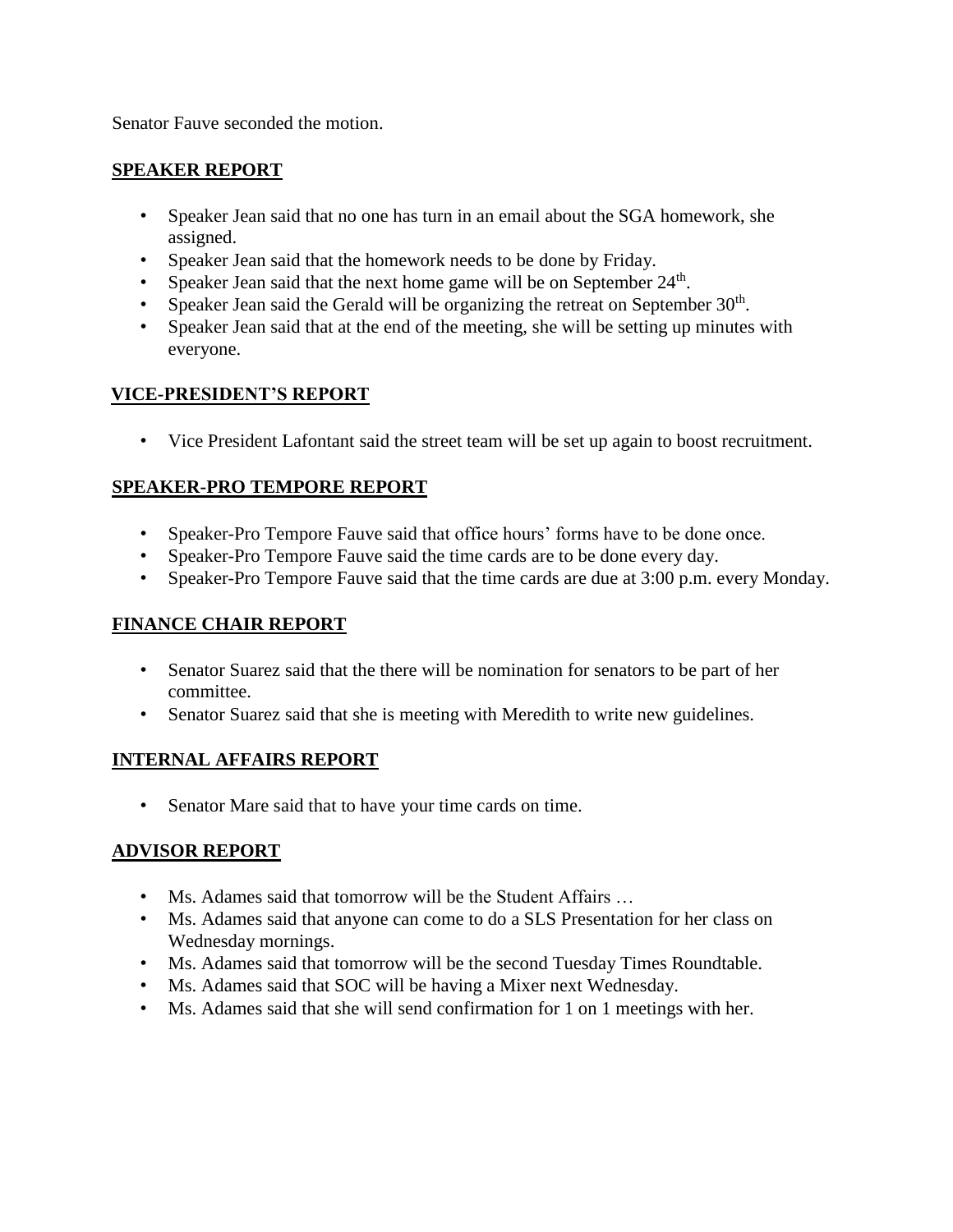Senator Fauve seconded the motion.

## SPEAKER REPORT

- Speaker Jean said that no one has turn in an email about the SGA homework, she assigned.
- Speaker Jean said that the homework needs to be done by Friday.
- Speaker Jean said that the next home game will be on September 24th.
- Speaker Jean said the Gerald will be organizing the retreat on September 30th.
- Speaker Jean said that at the end of the meeting, she will be setting up minutes with everyone.

## VICE-PRESIDENT'S REPORT

- Vice President Lafontant said the street team will be set up again to boost recruitment.

## SPEAKER-PRO TEMPORE REPORT

- Speaker-Pro Tempore Fauve said that office hours' forms have to be done once.
- Speaker-Pro Tempore Fauve said the time cards are to be done every day.
- Speaker-Pro Tempore Fauve said that the time cards are due at 3:00 p.m. every Monday.

## FINANCE CHAIR REPORT

- Senator Suarez said that the there will be nomination for senators to be part of her committee.
- Senator Suarez said that she is meeting with Meredith to write new guidelines.

## INTERNAL AFFAIRS REPORT

- Senator Mare said that to have your time cards on time.

## ADVISOR REPORT

- Ms. Adames said that tomorrow will be the Student Affairs …
- Ms. Adames said that anyone can come to do a SLS Presentation for her class on Wednesday mornings.
- Ms. Adames said that tomorrow will be the second Tuesday Times Roundtable.
- Ms. Adames said that SOC will be having a Mixer next Wednesday.
- Ms. Adames said that she will send confirmation for 1 on 1 meetings with her.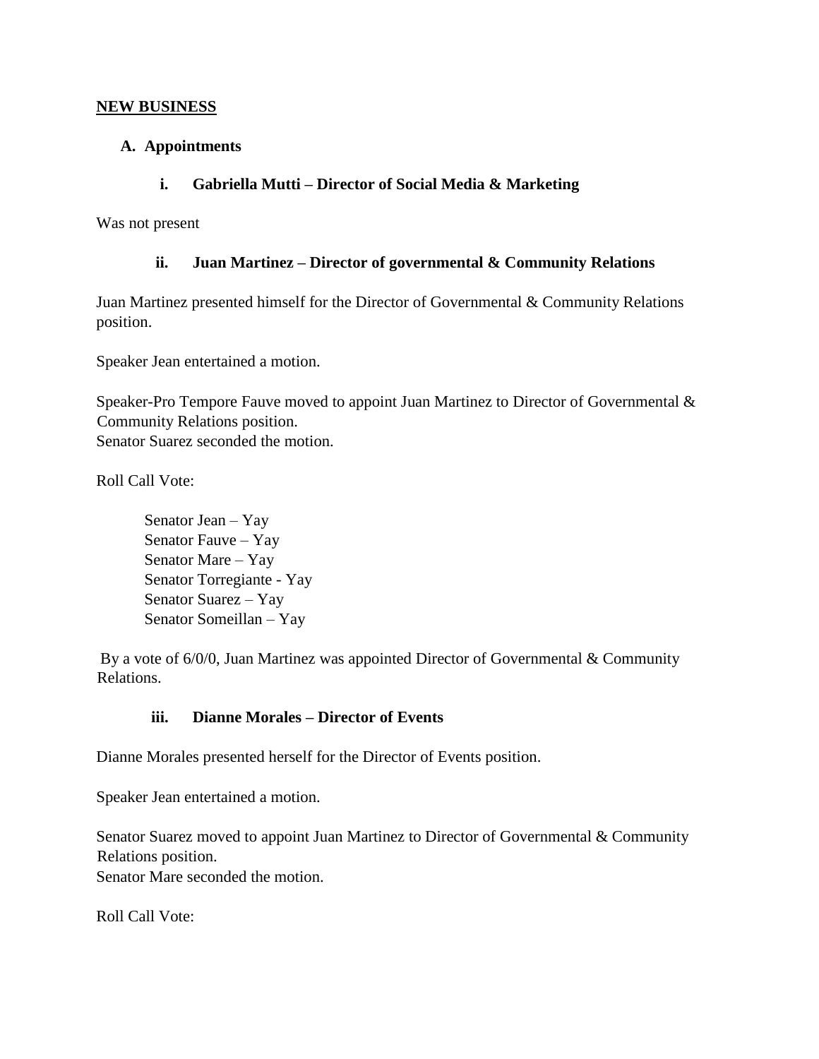**<u>NEW BUSINESS</u>**

**A. Appointments**

**i. Gabriella Mutti – Director of Social Media & Marketing**

Was not present

**ii. Juan Martinez – Director of governmental & Community Relations**

Juan Martinez presented himself for the Director of Governmental & Community Relations position.

Speaker Jean entertained a motion.

Speaker-Pro Tempore Fauve moved to appoint Juan Martinez to Director of Governmental & Community Relations position.
Senator Suarez seconded the motion.

Roll Call Vote:

Senator Jean – Yay
Senator Fauve – Yay
Senator Mare – Yay
Senator Torregiante - Yay
Senator Suarez – Yay
Senator Someillan – Yay

By a vote of 6/0/0, Juan Martinez was appointed Director of Governmental & Community Relations.

**iii. Dianne Morales – Director of Events**

Dianne Morales presented herself for the Director of Events position.

Speaker Jean entertained a motion.

Senator Suarez moved to appoint Juan Martinez to Director of Governmental & Community Relations position.
Senator Mare seconded the motion.

Roll Call Vote: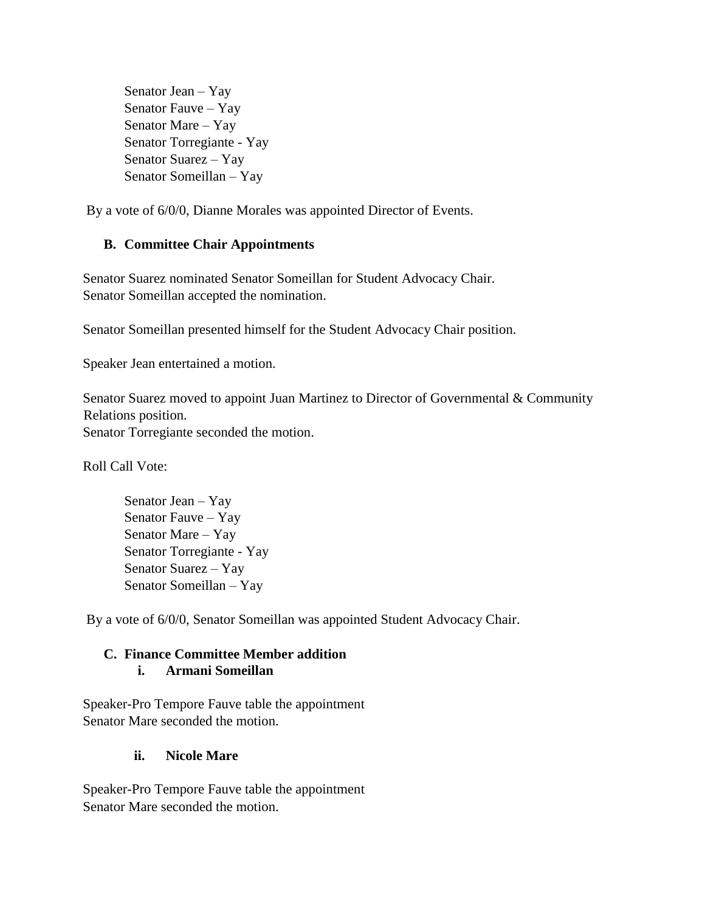Senator Jean – Yay  
Senator Fauve – Yay  
Senator Mare – Yay  
Senator Torregiante - Yay  
Senator Suarez – Yay  
Senator Someillan – Yay

By a vote of 6/0/0, Dianne Morales was appointed Director of Events.

**B. Committee Chair Appointments**

Senator Suarez nominated Senator Someillan for Student Advocacy Chair.  
Senator Someillan accepted the nomination.

Senator Someillan presented himself for the Student Advocacy Chair position.

Speaker Jean entertained a motion.

Senator Suarez moved to appoint Juan Martinez to Director of Governmental & Community Relations position.  
Senator Torregiante seconded the motion.

Roll Call Vote:

Senator Jean – Yay  
Senator Fauve – Yay  
Senator Mare – Yay  
Senator Torregiante - Yay  
Senator Suarez – Yay  
Senator Someillan – Yay

By a vote of 6/0/0, Senator Someillan was appointed Student Advocacy Chair.

**C. Finance Committee Member addition**

**i. Armani Someillan**

Speaker-Pro Tempore Fauve table the appointment  
Senator Mare seconded the motion.

**ii. Nicole Mare**

Speaker-Pro Tempore Fauve table the appointment  
Senator Mare seconded the motion.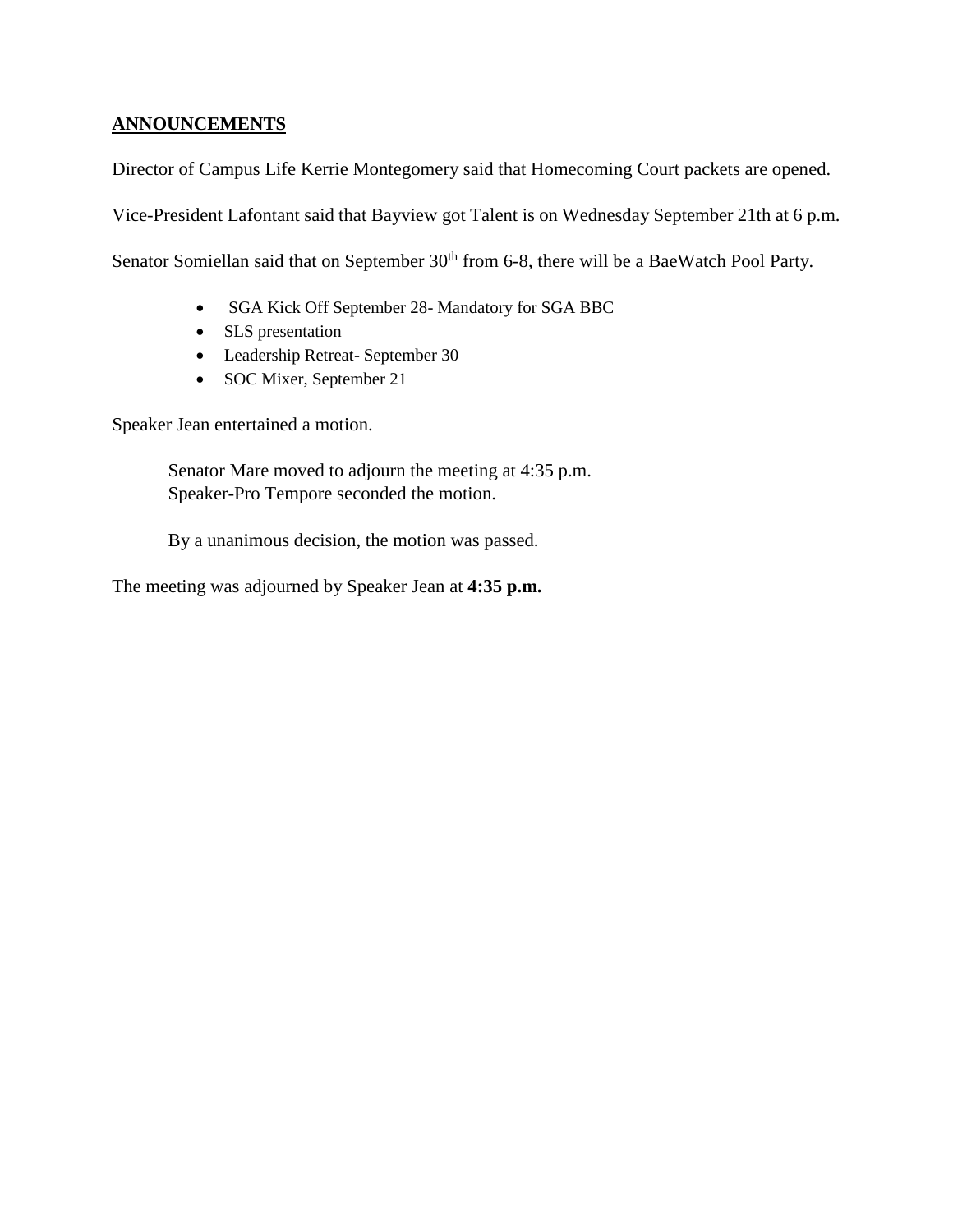## ANNOUNCEMENTS

Director of Campus Life Kerrie Montegomery said that Homecoming Court packets are opened.

Vice-President Lafontant said that Bayview got Talent is on Wednesday September 21th at 6 p.m.

Senator Somiellan said that on September 30th from 6-8, there will be a BaeWatch Pool Party.

- SGA Kick Off September 28- Mandatory for SGA BBC
- SLS presentation
- Leadership Retreat- September 30
- SOC Mixer, September 21

Speaker Jean entertained a motion.

Senator Mare moved to adjourn the meeting at 4:35 p.m.
Speaker-Pro Tempore seconded the motion.

By a unanimous decision, the motion was passed.

The meeting was adjourned by Speaker Jean at **4:35 p.m.**